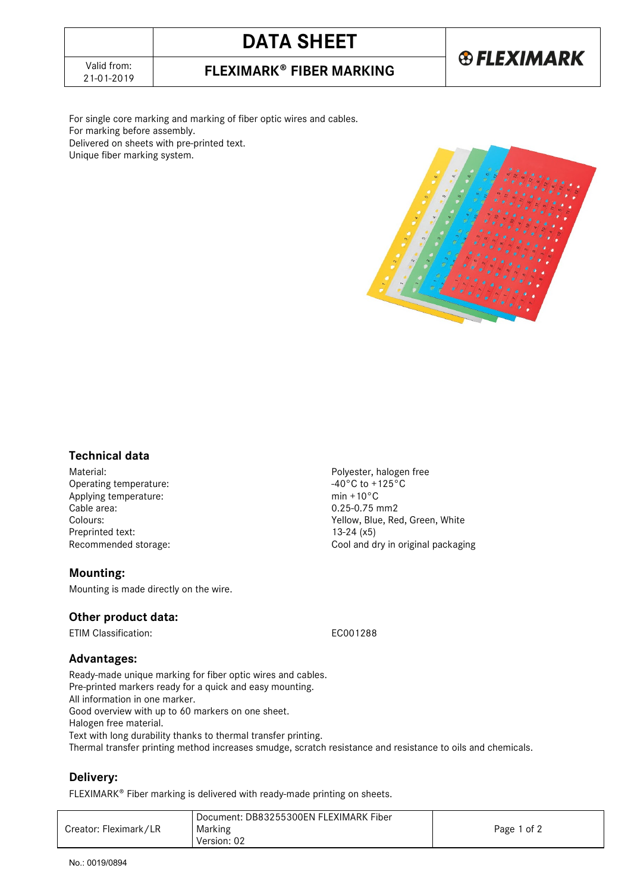# DATA SHEET

## FLEXIMARK® FIBER MARKING

Valid from: 21-01-2019

For single core marking and marking of fiber optic wires and cables.
For marking before assembly.
Delivered on sheets with pre-printed text.
Unique fiber marking system.

### Technical data

| | |
|---|---|
| Material: | Polyester, halogen free |
| Operating temperature: | -40°C to +125°C |
| Applying temperature: | min +10°C |
| Cable area: | 0.25-0.75 mm2 |
| Colours: | Yellow, Blue, Red, Green, White |
| Preprinted text: | 13-24 (x5) |
| Recommended storage: | Cool and dry in original packaging |

### Mounting:

Mounting is made directly on the wire.

### Other product data:

| | |
|---|---|
| ETIM Classification: | EC001288 |

### Advantages:

Ready-made unique marking for fiber optic wires and cables.
Pre-printed markers ready for a quick and easy mounting.
All information in one marker.
Good overview with up to 60 markers on one sheet.
Halogen free material.
Text with long durability thanks to thermal transfer printing.
Thermal transfer printing method increases smudge, scratch resistance and resistance to oils and chemicals.

### Delivery:

FLEXIMARK® Fiber marking is delivered with ready-made printing on sheets.

| Creator: Fleximark/LR | Document: DB83255300EN FLEXIMARK Fiber Marking Version: 02 |
|---|---|

No.: 0019/0894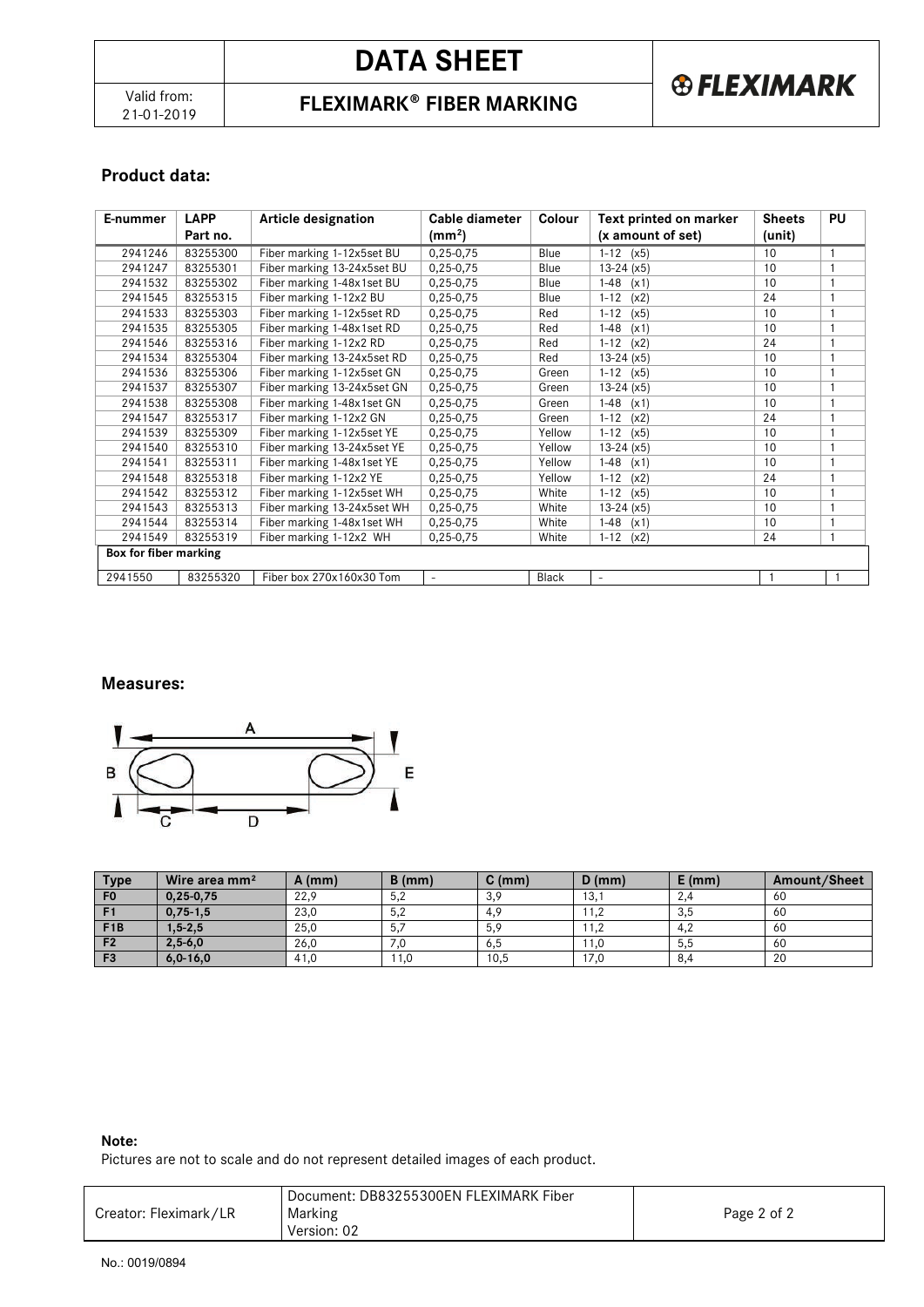## Product data:

| E-nummer | LAPP Part no. | Article designation | Cable diameter (mm²) | Colour | Text printed on marker (x amount of set) | Sheets (unit) | PU |
|---|---|---|---|---|---|---|---|
| 2941246 | 83255300 | Fiber marking 1-12x5set BU | 0,25-0,75 | Blue | 1-12 (x5) | 10 | 1 |
| 2941247 | 83255301 | Fiber marking 13-24x5set BU | 0,25-0,75 | Blue | 13-24 (x5) | 10 | 1 |
| 2941532 | 83255302 | Fiber marking 1-48x1set BU | 0,25-0,75 | Blue | 1-48 (x1) | 10 | 1 |
| 2941545 | 83255315 | Fiber marking 1-12x2 BU | 0,25-0,75 | Blue | 1-12 (x2) | 24 | 1 |
| 2941533 | 83255303 | Fiber marking 1-12x5set RD | 0,25-0,75 | Red | 1-12 (x5) | 10 | 1 |
| 2941535 | 83255305 | Fiber marking 1-48x1set RD | 0,25-0,75 | Red | 1-48 (x1) | 10 | 1 |
| 2941546 | 83255316 | Fiber marking 1-12x2 RD | 0,25-0,75 | Red | 1-12 (x2) | 24 | 1 |
| 2941534 | 83255304 | Fiber marking 13-24x5set RD | 0,25-0,75 | Red | 13-24 (x5) | 10 | 1 |
| 2941536 | 83255306 | Fiber marking 1-12x5set GN | 0,25-0,75 | Green | 1-12 (x5) | 10 | 1 |
| 2941537 | 83255307 | Fiber marking 13-24x5set GN | 0,25-0,75 | Green | 13-24 (x5) | 10 | 1 |
| 2941538 | 83255308 | Fiber marking 1-48x1set GN | 0,25-0,75 | Green | 1-48 (x1) | 10 | 1 |
| 2941547 | 83255317 | Fiber marking 1-12x2 GN | 0,25-0,75 | Green | 1-12 (x2) | 24 | 1 |
| 2941539 | 83255309 | Fiber marking 1-12x5set YE | 0,25-0,75 | Yellow | 1-12 (x5) | 10 | 1 |
| 2941540 | 83255310 | Fiber marking 13-24x5set YE | 0,25-0,75 | Yellow | 13-24 (x5) | 10 | 1 |
| 2941541 | 83255311 | Fiber marking 1-48x1set YE | 0,25-0,75 | Yellow | 1-48 (x1) | 10 | 1 |
| 2941548 | 83255318 | Fiber marking 1-12x2 YE | 0,25-0,75 | Yellow | 1-12 (x2) | 24 | 1 |
| 2941542 | 83255312 | Fiber marking 1-12x5set WH | 0,25-0,75 | White | 1-12 (x5) | 10 | 1 |
| 2941543 | 83255313 | Fiber marking 13-24x5set WH | 0,25-0,75 | White | 13-24 (x5) | 10 | 1 |
| 2941544 | 83255314 | Fiber marking 1-48x1set WH | 0,25-0,75 | White | 1-48 (x1) | 10 | 1 |
| 2941549 | 83255319 | Fiber marking 1-12x2 WH | 0,25-0,75 | White | 1-12 (x2) | 24 | 1 |
| **Box for fiber marking** | | | | | | | |
| 2941550 | 83255320 | Fiber box 270x160x30 Tom | - | Black | - | 1 | 1 |

## Measures:

A

B

C

D

E

| Type | Wire area mm² | A (mm) | B (mm) | C (mm) | D (mm) | E (mm) | Amount/Sheet |
|---|---|---|---|---|---|---|---|
| F0 | 0,25-0,75 | 22,9 | 5,2 | 3,9 | 13,1 | 2,4 | 60 |
| F1 | 0,75-1,5 | 23,0 | 5,2 | 4,9 | 11,2 | 3,5 | 60 |
| F1B | 1,5-2,5 | 25,0 | 5,7 | 5,9 | 11,2 | 4,2 | 60 |
| F2 | 2,5-6,0 | 26,0 | 7,0 | 6,5 | 11,0 | 5,5 | 60 |
| F3 | 6,0-16,0 | 41,0 | 11,0 | 10,5 | 17,0 | 8,4 | 20 |

**Note:**
Pictures are not to scale and do not represent detailed images of each product.